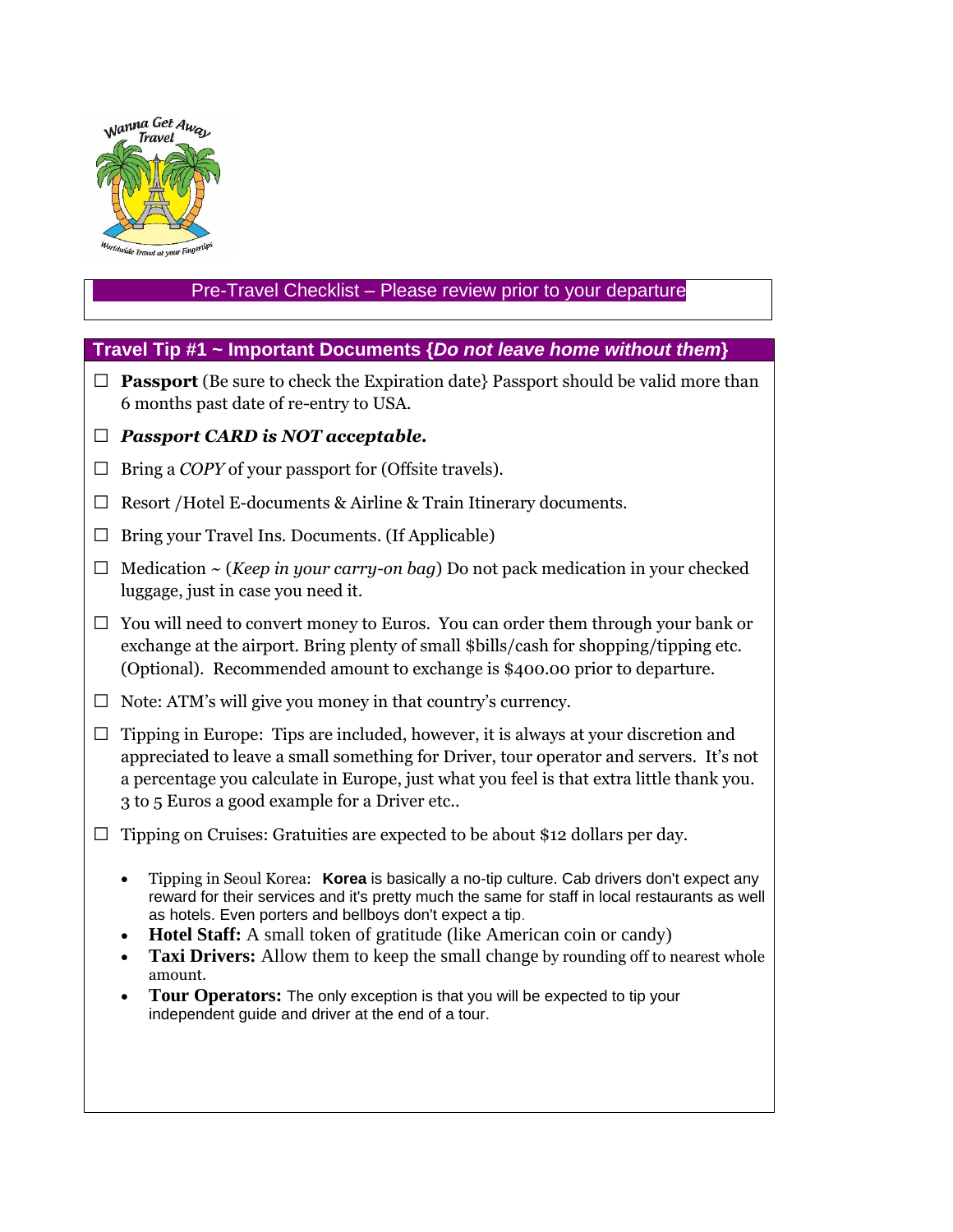Wanna Get Away Travel

Worldwide Travel at your Fingertips

## Pre-Travel Checklist – Please review prior to your departure

### Travel Tip #1 ~ Important Documents {*Do not leave home without them*}

- ☐ **Passport** (Be sure to check the Expiration date} Passport should be valid more than 6 months past date of re-entry to USA.
- ☐ ***Passport CARD is NOT acceptable.***
- ☐ Bring a *COPY* of your passport for (Offsite travels).
- ☐ Resort /Hotel E-documents & Airline & Train Itinerary documents.
- ☐ Bring your Travel Ins. Documents. (If Applicable)
- ☐ Medication ~ (*Keep in your carry-on bag*) Do not pack medication in your checked luggage, just in case you need it.
- ☐ You will need to convert money to Euros. You can order them through your bank or exchange at the airport. Bring plenty of small $bills/cash for shopping/tipping etc. (Optional). Recommended amount to exchange is $400.00 prior to departure.
- ☐ Note: ATM's will give you money in that country's currency.
- ☐ Tipping in Europe: Tips are included, however, it is always at your discretion and appreciated to leave a small something for Driver, tour operator and servers. It's not a percentage you calculate in Europe, just what you feel is that extra little thank you. 3 to 5 Euros a good example for a Driver etc..
- ☐ Tipping on Cruises: Gratuities are expected to be about $12 dollars per day.

  - Tipping in Seoul Korea: **Korea** is basically a no-tip culture. Cab drivers don't expect any reward for their services and it's pretty much the same for staff in local restaurants as well as hotels. Even porters and bellboys don't expect a tip.
  - **Hotel Staff:** A small token of gratitude (like American coin or candy)
  - **Taxi Drivers:** Allow them to keep the small change by rounding off to nearest whole amount.
  - **Tour Operators:** The only exception is that you will be expected to tip your independent guide and driver at the end of a tour.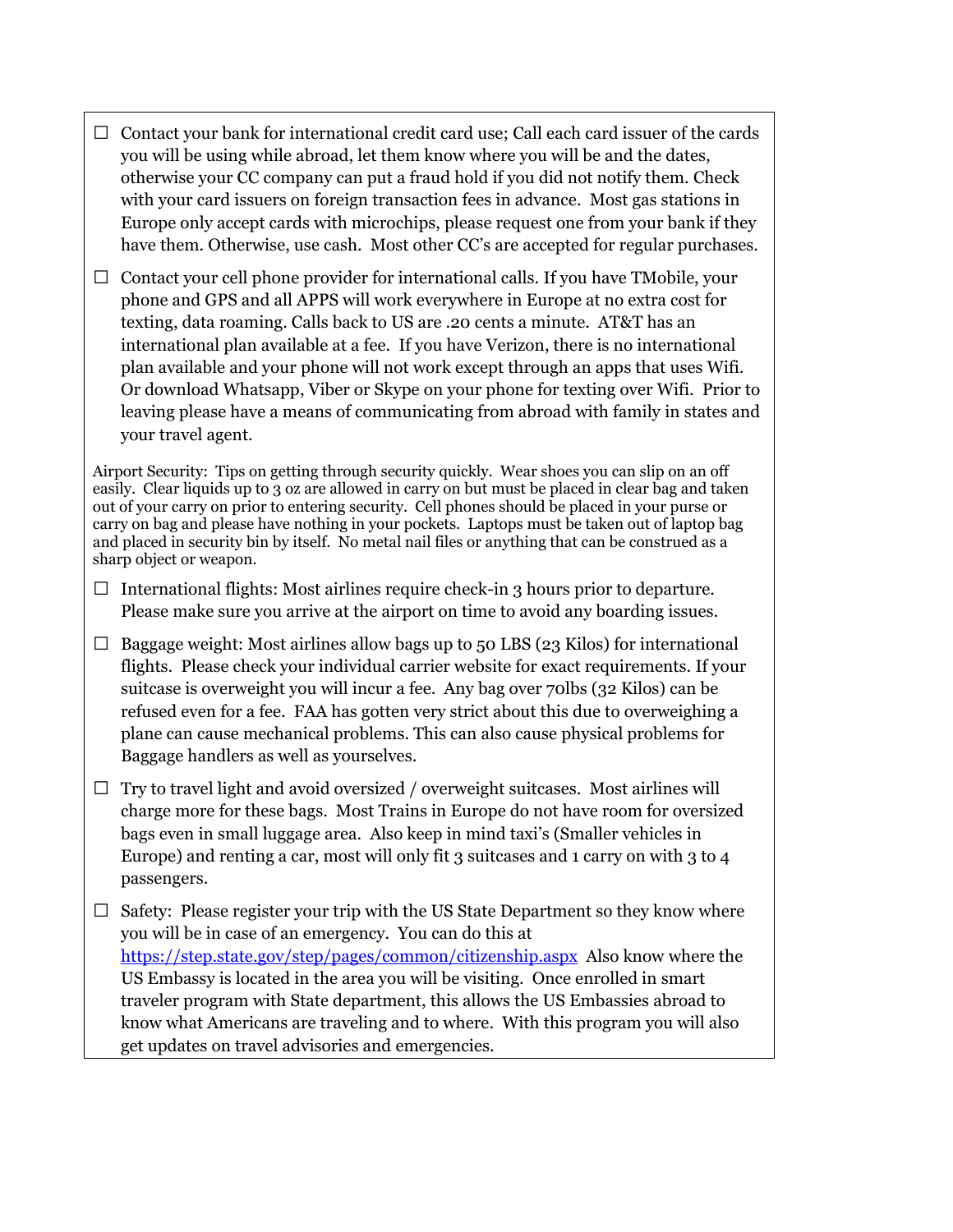☐ Contact your bank for international credit card use; Call each card issuer of the cards you will be using while abroad, let them know where you will be and the dates, otherwise your CC company can put a fraud hold if you did not notify them. Check with your card issuers on foreign transaction fees in advance. Most gas stations in Europe only accept cards with microchips, please request one from your bank if they have them. Otherwise, use cash. Most other CC's are accepted for regular purchases.

☐ Contact your cell phone provider for international calls. If you have TMobile, your phone and GPS and all APPS will work everywhere in Europe at no extra cost for texting, data roaming. Calls back to US are .20 cents a minute. AT&T has an international plan available at a fee. If you have Verizon, there is no international plan available and your phone will not work except through an apps that uses Wifi. Or download Whatsapp, Viber or Skype on your phone for texting over Wifi. Prior to leaving please have a means of communicating from abroad with family in states and your travel agent.

Airport Security: Tips on getting through security quickly. Wear shoes you can slip on an off easily. Clear liquids up to 3 oz are allowed in carry on but must be placed in clear bag and taken out of your carry on prior to entering security. Cell phones should be placed in your purse or carry on bag and please have nothing in your pockets. Laptops must be taken out of laptop bag and placed in security bin by itself. No metal nail files or anything that can be construed as a sharp object or weapon.

☐ International flights: Most airlines require check-in 3 hours prior to departure. Please make sure you arrive at the airport on time to avoid any boarding issues.

☐ Baggage weight: Most airlines allow bags up to 50 LBS (23 Kilos) for international flights. Please check your individual carrier website for exact requirements. If your suitcase is overweight you will incur a fee. Any bag over 70lbs (32 Kilos) can be refused even for a fee. FAA has gotten very strict about this due to overweighing a plane can cause mechanical problems. This can also cause physical problems for Baggage handlers as well as yourselves.

☐ Try to travel light and avoid oversized / overweight suitcases. Most airlines will charge more for these bags. Most Trains in Europe do not have room for oversized bags even in small luggage area. Also keep in mind taxi's (Smaller vehicles in Europe) and renting a car, most will only fit 3 suitcases and 1 carry on with 3 to 4 passengers.

☐ Safety: Please register your trip with the US State Department so they know where you will be in case of an emergency. You can do this at [https://step.state.gov/step/pages/common/citizenship.aspx](https://step.state.gov/step/pages/common/citizenship.aspx) Also know where the US Embassy is located in the area you will be visiting. Once enrolled in smart traveler program with State department, this allows the US Embassies abroad to know what Americans are traveling and to where. With this program you will also get updates on travel advisories and emergencies.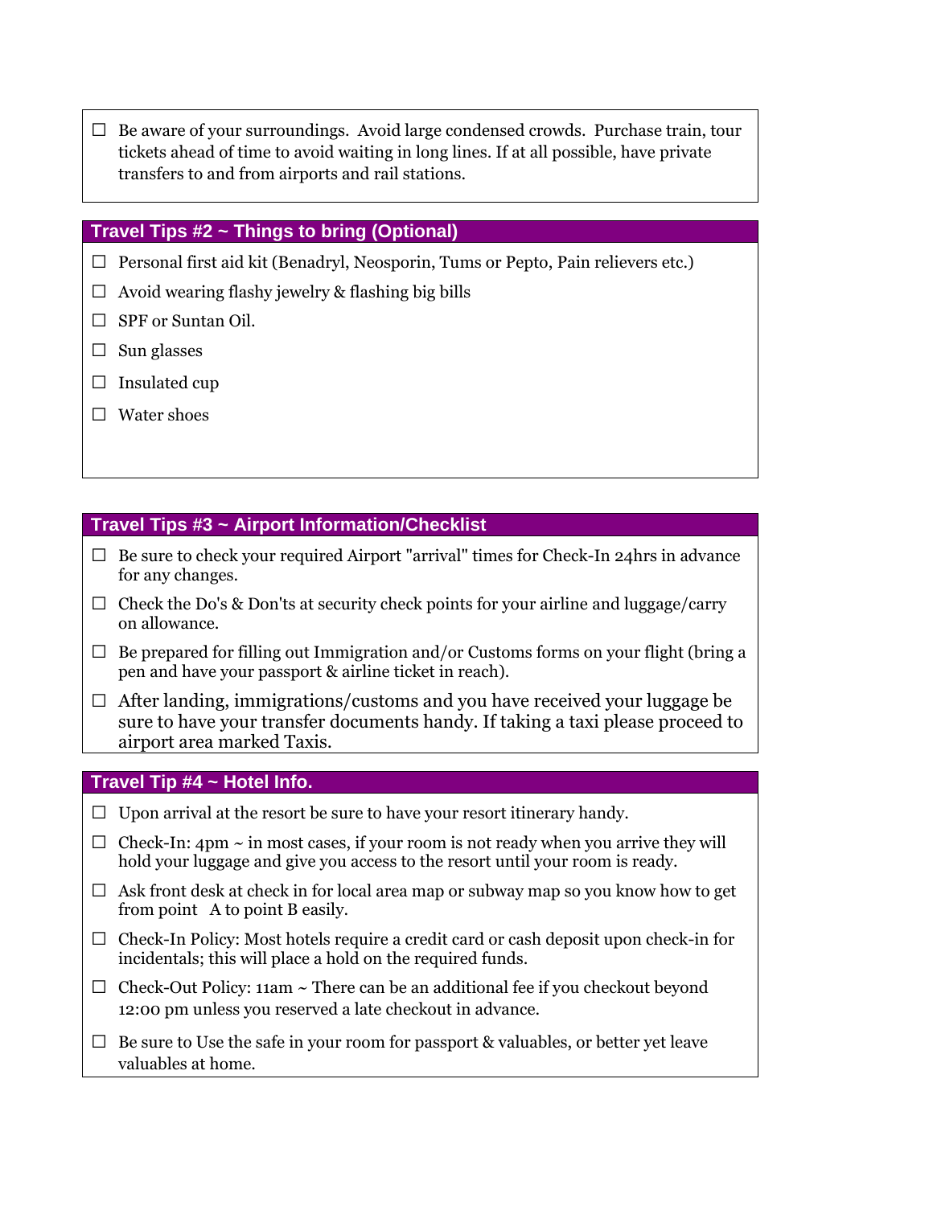- ☐ Be aware of your surroundings. Avoid large condensed crowds. Purchase train, tour tickets ahead of time to avoid waiting in long lines. If at all possible, have private transfers to and from airports and rail stations.

## Travel Tips #2 ~ Things to bring (Optional)

- ☐ Personal first aid kit (Benadryl, Neosporin, Tums or Pepto, Pain relievers etc.)
- ☐ Avoid wearing flashy jewelry & flashing big bills
- ☐ SPF or Suntan Oil.
- ☐ Sun glasses
- ☐ Insulated cup
- ☐ Water shoes

## Travel Tips #3 ~ Airport Information/Checklist

- ☐ Be sure to check your required Airport "arrival" times for Check-In 24hrs in advance for any changes.
- ☐ Check the Do's & Don'ts at security check points for your airline and luggage/carry on allowance.
- ☐ Be prepared for filling out Immigration and/or Customs forms on your flight (bring a pen and have your passport & airline ticket in reach).
- ☐ After landing, immigrations/customs and you have received your luggage be sure to have your transfer documents handy. If taking a taxi please proceed to airport area marked Taxis.

## Travel Tip #4 ~ Hotel Info.

- ☐ Upon arrival at the resort be sure to have your resort itinerary handy.
- ☐ Check-In: 4pm ~ in most cases, if your room is not ready when you arrive they will hold your luggage and give you access to the resort until your room is ready.
- ☐ Ask front desk at check in for local area map or subway map so you know how to get from point A to point B easily.
- ☐ Check-In Policy: Most hotels require a credit card or cash deposit upon check-in for incidentals; this will place a hold on the required funds.
- ☐ Check-Out Policy: 11am ~ There can be an additional fee if you checkout beyond 12:00 pm unless you reserved a late checkout in advance.
- ☐ Be sure to Use the safe in your room for passport & valuables, or better yet leave valuables at home.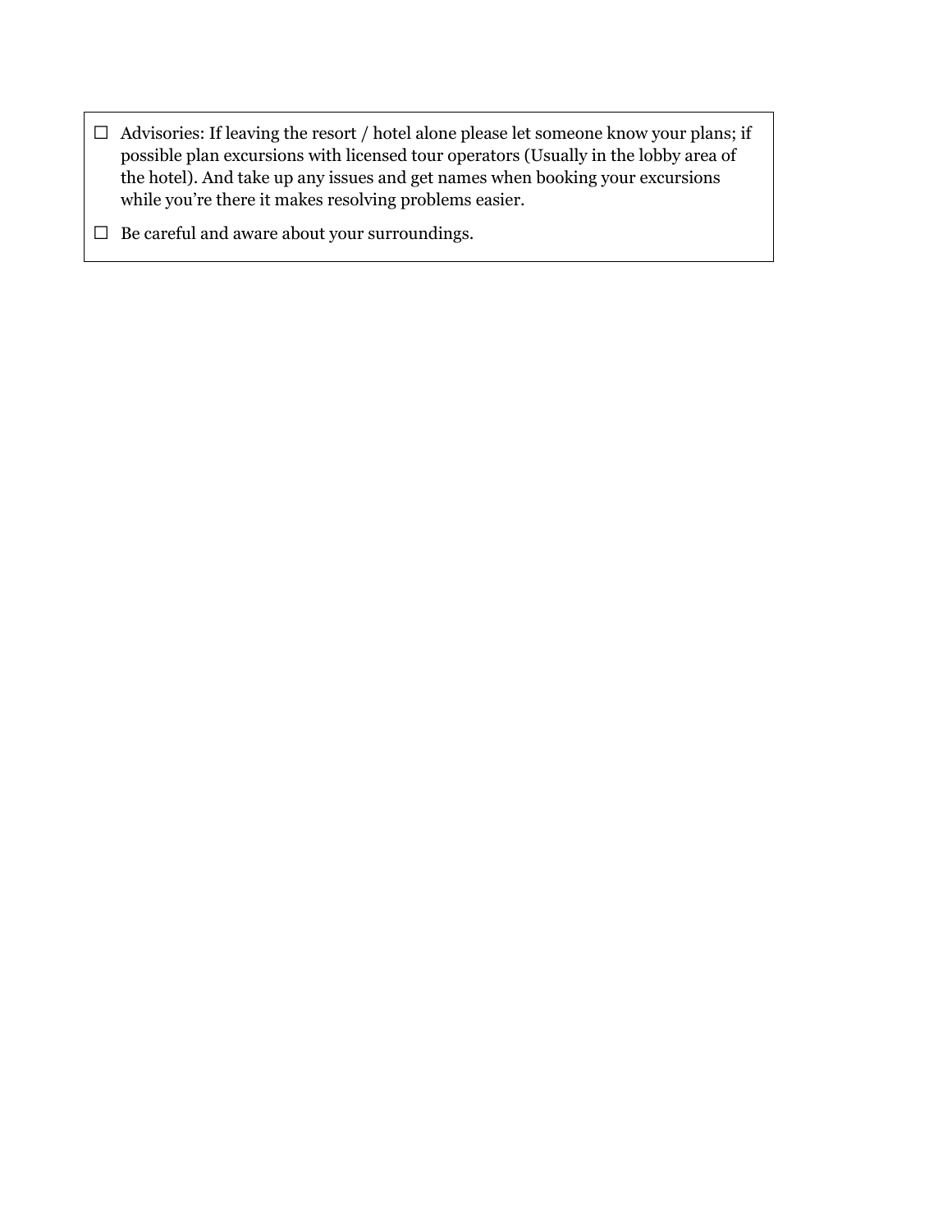- ☐ Advisories: If leaving the resort / hotel alone please let someone know your plans; if possible plan excursions with licensed tour operators (Usually in the lobby area of the hotel). And take up any issues and get names when booking your excursions while you're there it makes resolving problems easier.
- ☐ Be careful and aware about your surroundings.